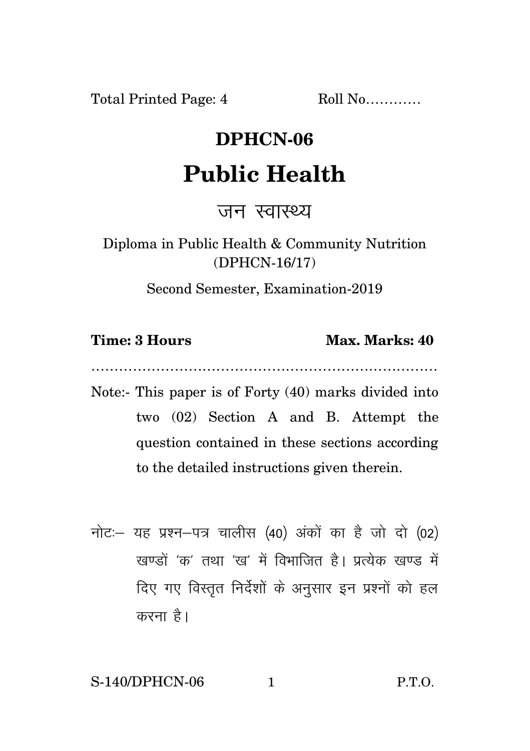Total Printed Page: 4 Roll No…………

# DPHCN-06

# Public Health

## जन स्वास्थ्य

Diploma in Public Health & Community Nutrition (DPHCN-16/17)

Second Semester, Examination-2019

**Time: 3 Hours** **Max. Marks: 40**

…………………………………………………………………

Note:- This paper is of Forty (40) marks divided into two (02) Section A and B. Attempt the question contained in these sections according to the detailed instructions given therein.

नोटः– यह प्रश्न–पत्र चालीस (40) अंकों का है जो दो (02) खण्डों 'क' तथा 'ख' में विभाजित है। प्रत्येक खण्ड में दिए गए विस्तृत निर्देशों के अनुसार इन प्रश्नों को हल करना है।

S-140/DPHCN-06 P.T.O.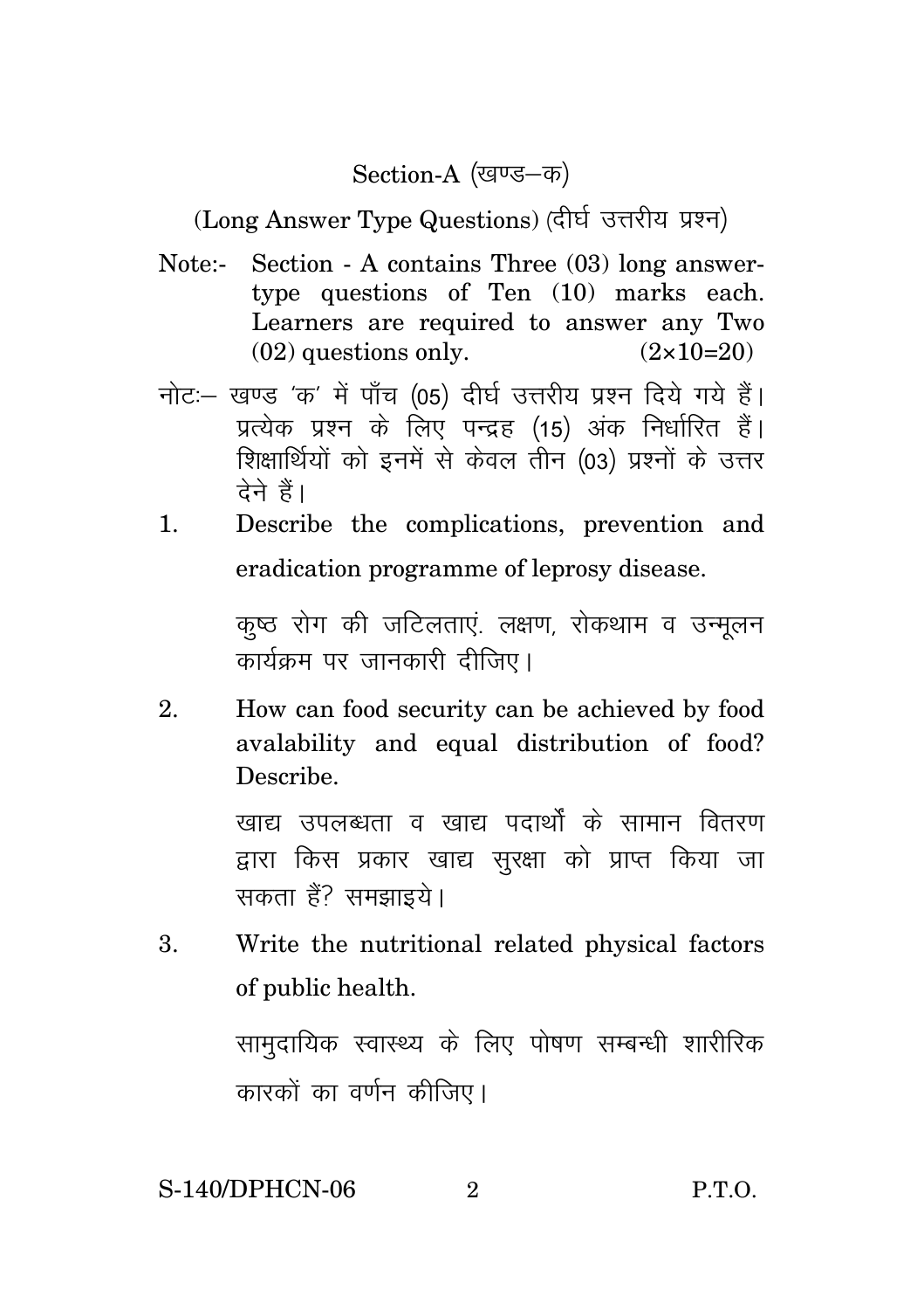## Section-A (खण्ड–क)

### (Long Answer Type Questions) (दीर्घ उत्तरीय प्रश्न)

Note:- Section - A contains Three (03) long answer-type questions of Ten (10) marks each. Learners are required to answer any Two (02) questions only. (2×10=20)

नोटः– खण्ड 'क' में पाँच (05) दीर्घ उत्तरीय प्रश्न दिये गये हैं। प्रत्येक प्रश्न के लिए पन्द्रह (15) अंक निर्धारित हैं। शिक्षार्थियों को इनमें से केवल तीन (03) प्रश्नों के उत्तर देने हैं।

1. Describe the complications, prevention and eradication programme of leprosy disease.

   कुष्ठ रोग की जटिलताएं. लक्षण, रोकथाम व उन्मूलन कार्यक्रम पर जानकारी दीजिए।

2. How can food security can be achieved by food avalability and equal distribution of food? Describe.

   खाद्य उपलब्धता व खाद्य पदार्थों के सामान वितरण द्वारा किस प्रकार खाद्य सुरक्षा को प्राप्त किया जा सकता हैं? समझाइये।

3. Write the nutritional related physical factors of public health.

   सामुदायिक स्वास्थ्य के लिए पोषण सम्बन्धी शारीरिक कारकों का वर्णन कीजिए।

S-140/DPHCN-06 P.T.O.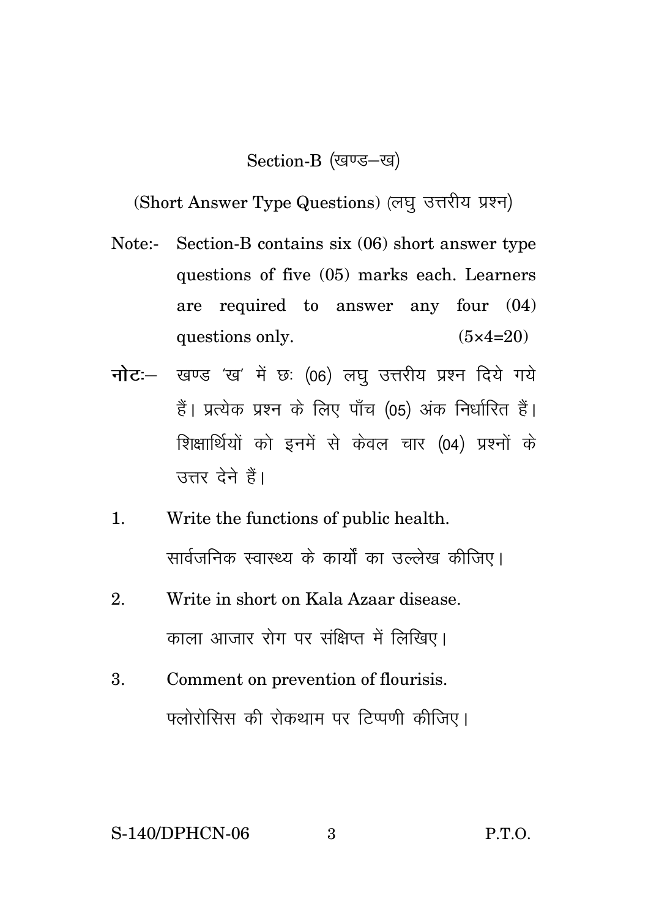## Section-B (खण्ड–ख)

(Short Answer Type Questions) (लघु उत्तरीय प्रश्न)

Note:- Section-B contains six (06) short answer type questions of five (05) marks each. Learners are required to answer any four (04) questions only. (5×4=20)

**नोटः**– खण्ड 'ख' में छः (06) लघु उत्तरीय प्रश्न दिये गये हैं। प्रत्येक प्रश्न के लिए पाँच (05) अंक निर्धारित हैं। शिक्षार्थियों को इनमें से केवल चार (04) प्रश्नों के उत्तर देने हैं।

1. Write the functions of public health.

   सार्वजनिक स्वास्थ्य के कार्यों का उल्लेख कीजिए।

2. Write in short on Kala Azaar disease.

   काला आजार रोग पर संक्षिप्त में लिखिए।

3. Comment on prevention of flourisis.

   फ्लोरोसिस की रोकथाम पर टिप्पणी कीजिए।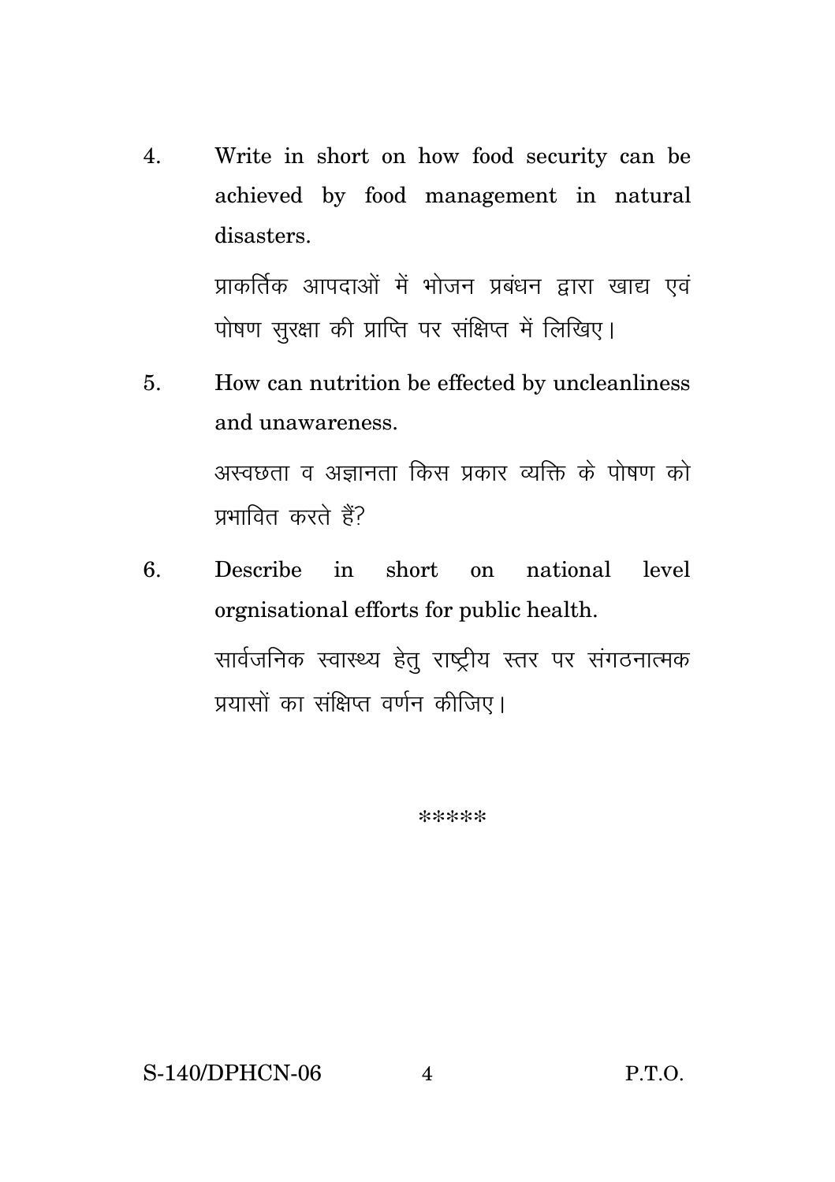4. Write in short on how food security can be achieved by food management in natural disasters.

   प्राकर्तिक आपदाओं में भोजन प्रबंधन द्वारा खाद्य एवं पोषण सुरक्षा की प्राप्ति पर संक्षिप्त में लिखिए।

5. How can nutrition be effected by uncleanliness and unawareness.

   अस्वच्छता व अज्ञानता किस प्रकार व्यक्ति के पोषण को प्रभावित करते हैं?

6. Describe in short on national level orgnisational efforts for public health.

   सार्वजनिक स्वास्थ्य हेतु राष्ट्रीय स्तर पर संगठनात्मक प्रयासों का संक्षिप्त वर्णन कीजिए।

*****

S-140/DPHCN-06

P.T.O.